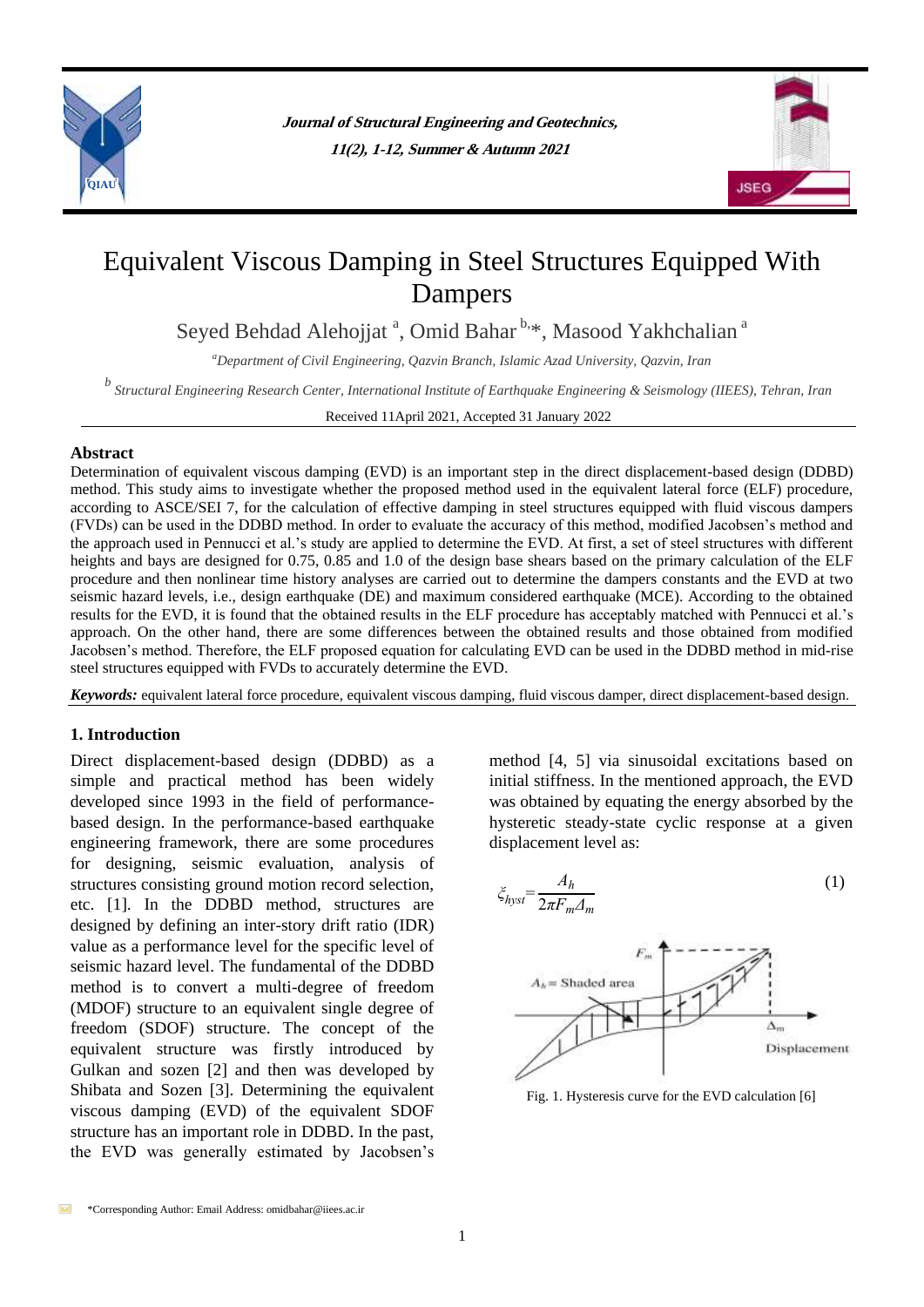# Equivalent Viscous Damping in Steel Structures Equipped With Dampers

Seyed Behdad Alehojjat [a], Omid Bahar [b,*], Masood Yakhchalian [a]

[a]Department of Civil Engineering, Qazvin Branch, Islamic Azad University, Qazvin, Iran

[b] Structural Engineering Research Center, International Institute of Earthquake Engineering & Seismology (IIEES), Tehran, Iran

Received 11April 2021, Accepted 31 January 2022

## Abstract

Determination of equivalent viscous damping (EVD) is an important step in the direct displacement-based design (DDBD) method. This study aims to investigate whether the proposed method used in the equivalent lateral force (ELF) procedure, according to ASCE/SEI 7, for the calculation of effective damping in steel structures equipped with fluid viscous dampers (FVDs) can be used in the DDBD method. In order to evaluate the accuracy of this method, modified Jacobsen's method and the approach used in Pennucci et al.'s study are applied to determine the EVD. At first, a set of steel structures with different heights and bays are designed for 0.75, 0.85 and 1.0 of the design base shears based on the primary calculation of the ELF procedure and then nonlinear time history analyses are carried out to determine the dampers constants and the EVD at two seismic hazard levels, i.e., design earthquake (DE) and maximum considered earthquake (MCE). According to the obtained results for the EVD, it is found that the obtained results in the ELF procedure has acceptably matched with Pennucci et al.'s approach. On the other hand, there are some differences between the obtained results and those obtained from modified Jacobsen's method. Therefore, the ELF proposed equation for calculating EVD can be used in the DDBD method in mid-rise steel structures equipped with FVDs to accurately determine the EVD.

***Keywords:*** equivalent lateral force procedure, equivalent viscous damping, fluid viscous damper, direct displacement-based design.

## 1. Introduction

Direct displacement-based design (DDBD) as a simple and practical method has been widely developed since 1993 in the field of performance-based design. In the performance-based earthquake engineering framework, there are some procedures for designing, seismic evaluation, analysis of structures consisting ground motion record selection, etc. [1]. In the DDBD method, structures are designed by defining an inter-story drift ratio (IDR) value as a performance level for the specific level of seismic hazard level. The fundamental of the DDBD method is to convert a multi-degree of freedom (MDOF) structure to an equivalent single degree of freedom (SDOF) structure. The concept of the equivalent structure was firstly introduced by Gulkan and sozen [2] and then was developed by Shibata and Sozen [3]. Determining the equivalent viscous damping (EVD) of the equivalent SDOF structure has an important role in DDBD. In the past, the EVD was generally estimated by Jacobsen's method [4, 5] via sinusoidal excitations based on initial stiffness. In the mentioned approach, the EVD was obtained by equating the energy absorbed by the hysteretic steady-state cyclic response at a given displacement level as:

$$\xi_{hyst}=\frac{A_h}{2\pi F_m \Delta_m} \tag{1}$$

Fig. 1. Hysteresis curve for the EVD calculation [6]

*Corresponding Author: Email Address: omidbahar@iiees.ac.ir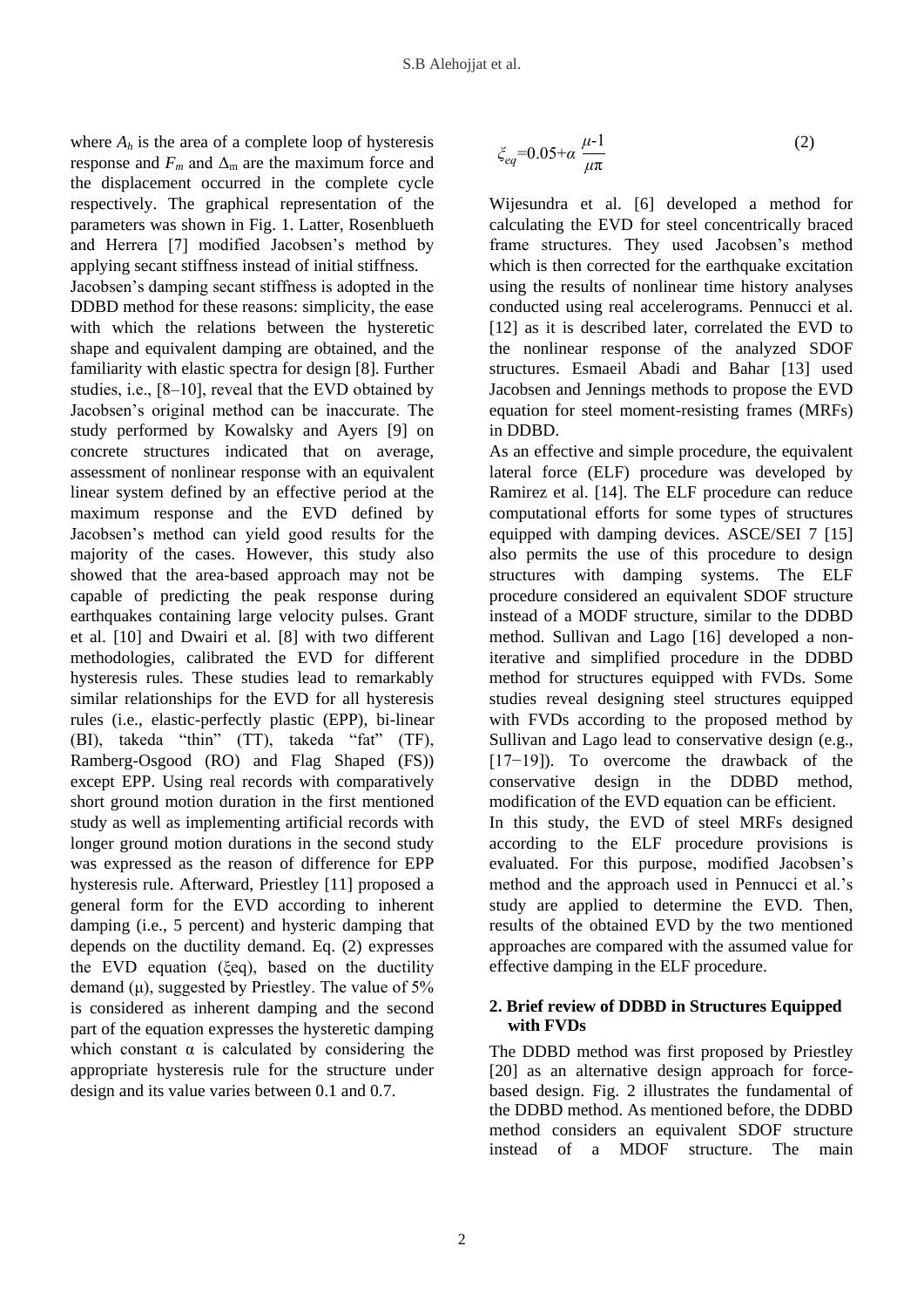where $A_h$ is the area of a complete loop of hysteresis response and $F_m$ and $\Delta_m$ are the maximum force and the displacement occurred in the complete cycle respectively. The graphical representation of the parameters was shown in Fig. 1. Latter, Rosenblueth and Herrera [7] modified Jacobsen's method by applying secant stiffness instead of initial stiffness.

Jacobsen's damping secant stiffness is adopted in the DDBD method for these reasons: simplicity, the ease with which the relations between the hysteretic shape and equivalent damping are obtained, and the familiarity with elastic spectra for design [8]. Further studies, i.e., [8–10], reveal that the EVD obtained by Jacobsen's original method can be inaccurate. The study performed by Kowalsky and Ayers [9] on concrete structures indicated that on average, assessment of nonlinear response with an equivalent linear system defined by an effective period at the maximum response and the EVD defined by Jacobsen's method can yield good results for the majority of the cases. However, this study also showed that the area-based approach may not be capable of predicting the peak response during earthquakes containing large velocity pulses. Grant et al. [10] and Dwairi et al. [8] with two different methodologies, calibrated the EVD for different hysteresis rules. These studies lead to remarkably similar relationships for the EVD for all hysteresis rules (i.e., elastic-perfectly plastic (EPP), bi-linear (BI), takeda "thin" (TT), takeda "fat" (TF), Ramberg-Osgood (RO) and Flag Shaped (FS)) except EPP. Using real records with comparatively short ground motion duration in the first mentioned study as well as implementing artificial records with longer ground motion durations in the second study was expressed as the reason of difference for EPP hysteresis rule. Afterward, Priestley [11] proposed a general form for the EVD according to inherent damping (i.e., 5 percent) and hysteric damping that depends on the ductility demand. Eq. (2) expresses the EVD equation ($\xi_{eq}$), based on the ductility demand ($\mu$), suggested by Priestley. The value of 5% is considered as inherent damping and the second part of the equation expresses the hysteretic damping which constant $\alpha$ is calculated by considering the appropriate hysteresis rule for the structure under design and its value varies between 0.1 and 0.7.

$$\xi_{eq}=0.05+\alpha\,\frac{\mu-1}{\mu\pi} \tag{2}$$

Wijesundra et al. [6] developed a method for calculating the EVD for steel concentrically braced frame structures. They used Jacobsen's method which is then corrected for the earthquake excitation using the results of nonlinear time history analyses conducted using real accelerograms. Pennucci et al. [12] as it is described later, correlated the EVD to the nonlinear response of the analyzed SDOF structures. Esmaeil Abadi and Bahar [13] used Jacobsen and Jennings methods to propose the EVD equation for steel moment-resisting frames (MRFs) in DDBD.

As an effective and simple procedure, the equivalent lateral force (ELF) procedure was developed by Ramirez et al. [14]. The ELF procedure can reduce computational efforts for some types of structures equipped with damping devices. ASCE/SEI 7 [15] also permits the use of this procedure to design structures with damping systems. The ELF procedure considered an equivalent SDOF structure instead of a MODF structure, similar to the DDBD method. Sullivan and Lago [16] developed a non-iterative and simplified procedure in the DDBD method for structures equipped with FVDs. Some studies reveal designing steel structures equipped with FVDs according to the proposed method by Sullivan and Lago lead to conservative design (e.g., [17−19]). To overcome the drawback of the conservative design in the DDBD method, modification of the EVD equation can be efficient.

In this study, the EVD of steel MRFs designed according to the ELF procedure provisions is evaluated. For this purpose, modified Jacobsen's method and the approach used in Pennucci et al.'s study are applied to determine the EVD. Then, results of the obtained EVD by the two mentioned approaches are compared with the assumed value for effective damping in the ELF procedure.

## 2. Brief review of DDBD in Structures Equipped with FVDs

The DDBD method was first proposed by Priestley [20] as an alternative design approach for force-based design. Fig. 2 illustrates the fundamental of the DDBD method. As mentioned before, the DDBD method considers an equivalent SDOF structure instead of a MDOF structure. The main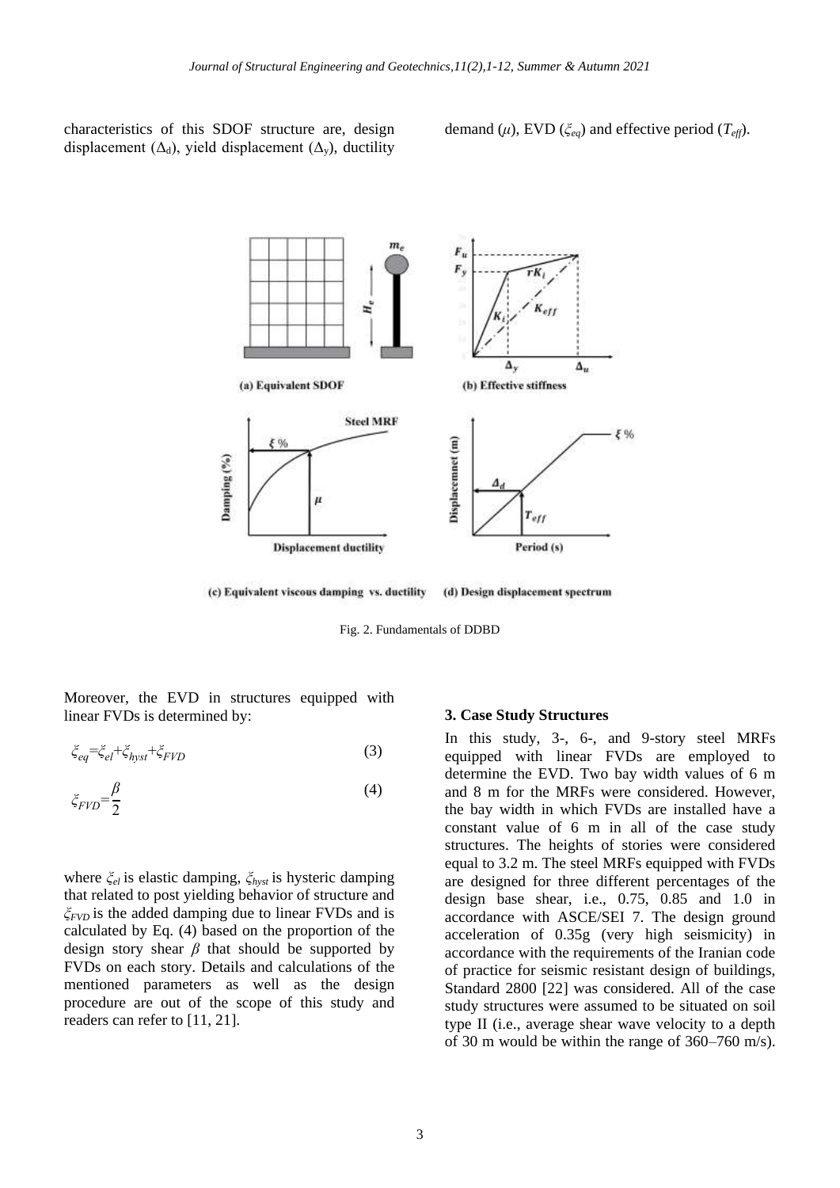characteristics of this SDOF structure are, design displacement ($\Delta_d$), yield displacement ($\Delta_y$), ductility demand ($\mu$), EVD ($\xi_{eq}$) and effective period ($T_{eff}$).

Fig. 2. Fundamentals of DDBD

Moreover, the EVD in structures equipped with linear FVDs is determined by:

$$\xi_{eq}=\xi_{el}+\xi_{hyst}+\xi_{FVD} \tag{3}$$

$$\xi_{FVD}=\frac{\beta}{2} \tag{4}$$

where $\xi_{el}$ is elastic damping, $\xi_{hyst}$ is hysteric damping that related to post yielding behavior of structure and $\xi_{FVD}$ is the added damping due to linear FVDs and is calculated by Eq. (4) based on the proportion of the design story shear $\beta$ that should be supported by FVDs on each story. Details and calculations of the mentioned parameters as well as the design procedure are out of the scope of this study and readers can refer to [11, 21].

## 3. Case Study Structures

In this study, 3-, 6-, and 9-story steel MRFs equipped with linear FVDs are employed to determine the EVD. Two bay width values of 6 m and 8 m for the MRFs were considered. However, the bay width in which FVDs are installed have a constant value of 6 m in all of the case study structures. The heights of stories were considered equal to 3.2 m. The steel MRFs equipped with FVDs are designed for three different percentages of the design base shear, i.e., 0.75, 0.85 and 1.0 in accordance with ASCE/SEI 7. The design ground acceleration of 0.35g (very high seismicity) in accordance with the requirements of the Iranian code of practice for seismic resistant design of buildings, Standard 2800 [22] was considered. All of the case study structures were assumed to be situated on soil type II (i.e., average shear wave velocity to a depth of 30 m would be within the range of 360–760 m/s).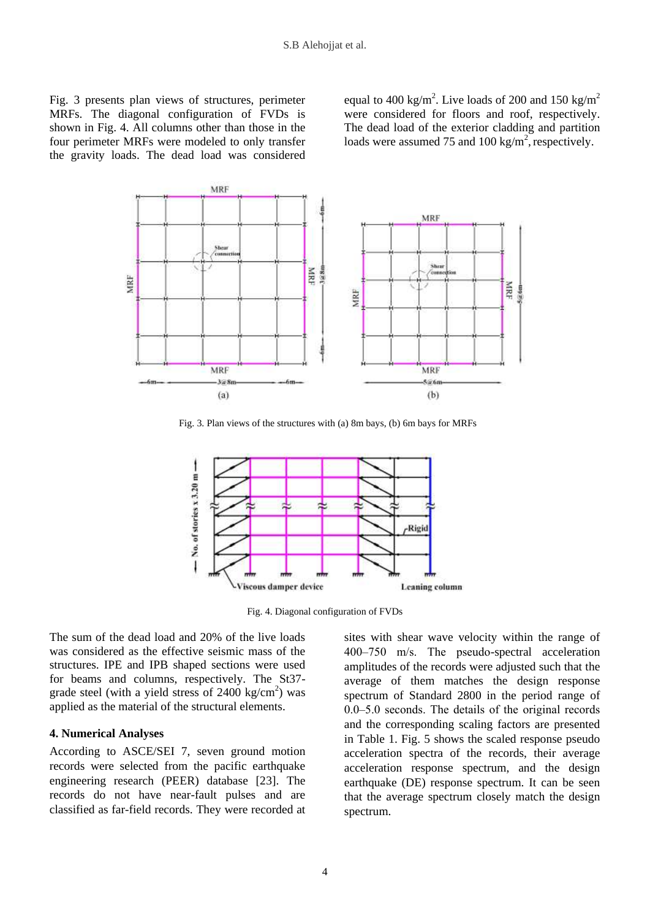Fig. 3 presents plan views of structures, perimeter MRFs. The diagonal configuration of FVDs is shown in Fig. 4. All columns other than those in the four perimeter MRFs were modeled to only transfer the gravity loads. The dead load was considered equal to 400 kg/m$^2$. Live loads of 200 and 150 kg/m$^2$ were considered for floors and roof, respectively. The dead load of the exterior cladding and partition loads were assumed 75 and 100 kg/m$^2$, respectively.

Fig. 3. Plan views of the structures with (a) 8m bays, (b) 6m bays for MRFs

Fig. 4. Diagonal configuration of FVDs

The sum of the dead load and 20% of the live loads was considered as the effective seismic mass of the structures. IPE and IPB shaped sections were used for beams and columns, respectively. The St37-grade steel (with a yield stress of 2400 kg/cm$^2$) was applied as the material of the structural elements.

## 4. Numerical Analyses

According to ASCE/SEI 7, seven ground motion records were selected from the pacific earthquake engineering research (PEER) database [23]. The records do not have near-fault pulses and are classified as far-field records. They were recorded at sites with shear wave velocity within the range of 400–750 m/s. The pseudo-spectral acceleration amplitudes of the records were adjusted such that the average of them matches the design response spectrum of Standard 2800 in the period range of 0.0–5.0 seconds. The details of the original records and the corresponding scaling factors are presented in Table 1. Fig. 5 shows the scaled response pseudo acceleration spectra of the records, their average acceleration response spectrum, and the design earthquake (DE) response spectrum. It can be seen that the average spectrum closely match the design spectrum.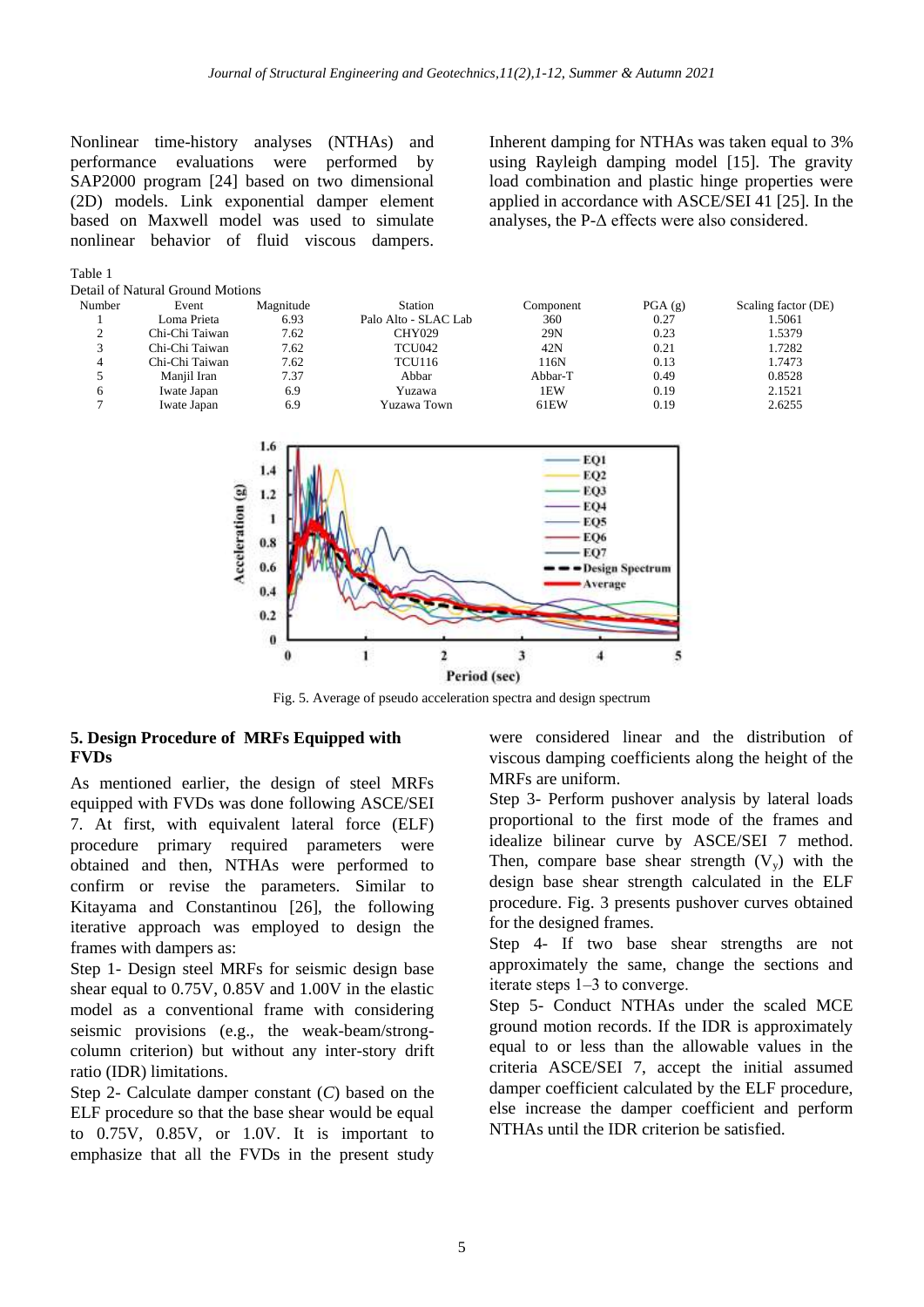Nonlinear time-history analyses (NTHAs) and performance evaluations were performed by SAP2000 program [24] based on two dimensional (2D) models. Link exponential damper element based on Maxwell model was used to simulate nonlinear behavior of fluid viscous dampers. Inherent damping for NTHAs was taken equal to 3% using Rayleigh damping model [15]. The gravity load combination and plastic hinge properties were applied in accordance with ASCE/SEI 41 [25]. In the analyses, the P-Δ effects were also considered.

Table 1
Detail of Natural Ground Motions

| Number | Event | Magnitude | Station | Component | PGA (g) | Scaling factor (DE) |
|---|---|---|---|---|---|---|
| 1 | Loma Prieta | 6.93 | Palo Alto - SLAC Lab | 360 | 0.27 | 1.5061 |
| 2 | Chi-Chi Taiwan | 7.62 | CHY029 | 29N | 0.23 | 1.5379 |
| 3 | Chi-Chi Taiwan | 7.62 | TCU042 | 42N | 0.21 | 1.7282 |
| 4 | Chi-Chi Taiwan | 7.62 | TCU116 | 116N | 0.13 | 1.7473 |
| 5 | Manjil Iran | 7.37 | Abbar | Abbar-T | 0.49 | 0.8528 |
| 6 | Iwate Japan | 6.9 | Yuzawa | 1EW | 0.19 | 2.1521 |
| 7 | Iwate Japan | 6.9 | Yuzawa Town | 61EW | 0.19 | 2.6255 |

Fig. 5. Average of pseudo acceleration spectra and design spectrum

## 5. Design Procedure of MRFs Equipped with FVDs

As mentioned earlier, the design of steel MRFs equipped with FVDs was done following ASCE/SEI 7. At first, with equivalent lateral force (ELF) procedure primary required parameters were obtained and then, NTHAs were performed to confirm or revise the parameters. Similar to Kitayama and Constantinou [26], the following iterative approach was employed to design the frames with dampers as:

Step 1- Design steel MRFs for seismic design base shear equal to 0.75V, 0.85V and 1.00V in the elastic model as a conventional frame with considering seismic provisions (e.g., the weak-beam/strong-column criterion) but without any inter-story drift ratio (IDR) limitations.

Step 2- Calculate damper constant (*C*) based on the ELF procedure so that the base shear would be equal to 0.75V, 0.85V, or 1.0V. It is important to emphasize that all the FVDs in the present study were considered linear and the distribution of viscous damping coefficients along the height of the MRFs are uniform.

Step 3- Perform pushover analysis by lateral loads proportional to the first mode of the frames and idealize bilinear curve by ASCE/SEI 7 method. Then, compare base shear strength ($V_y$) with the design base shear strength calculated in the ELF procedure. Fig. 3 presents pushover curves obtained for the designed frames.

Step 4- If two base shear strengths are not approximately the same, change the sections and iterate steps 1–3 to converge.

Step 5- Conduct NTHAs under the scaled MCE ground motion records. If the IDR is approximately equal to or less than the allowable values in the criteria ASCE/SEI 7, accept the initial assumed damper coefficient calculated by the ELF procedure, else increase the damper coefficient and perform NTHAs until the IDR criterion be satisfied.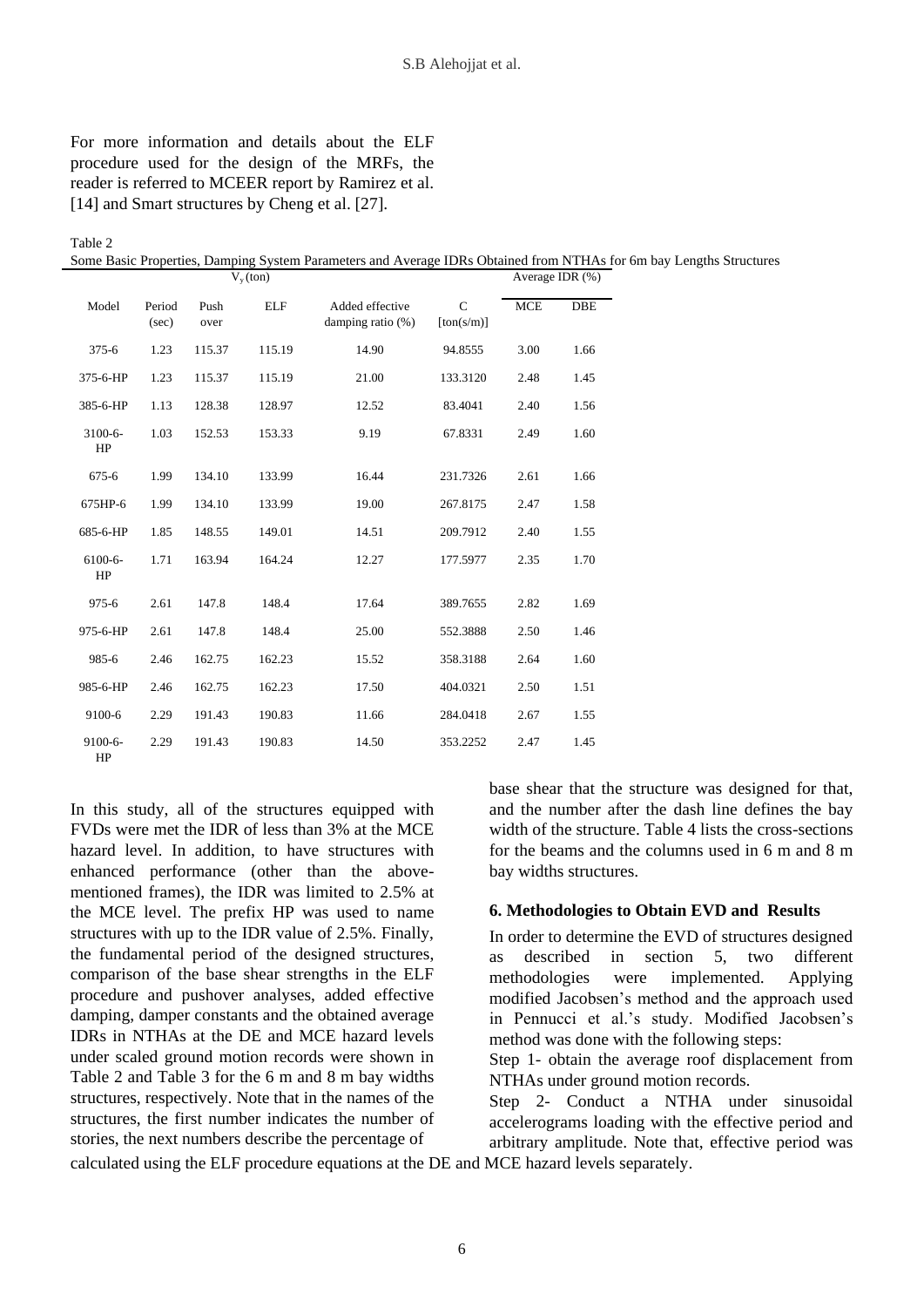For more information and details about the ELF procedure used for the design of the MRFs, the reader is referred to MCEER report by Ramirez et al. [14] and Smart structures by Cheng et al. [27].

Table 2
Some Basic Properties, Damping System Parameters and Average IDRs Obtained from NTHAs for 6m bay Lengths Structures

| Model | Period (sec) | $V_y$ (ton) | | Added effective damping ratio (%) | C [ton(s/m)] | Average IDR (%) | |
|---|---|---|---|---|---|---|---|
| | | Push over | ELF | | | MCE | DBE |
| 375-6 | 1.23 | 115.37 | 115.19 | 14.90 | 94.8555 | 3.00 | 1.66 |
| 375-6-HP | 1.23 | 115.37 | 115.19 | 21.00 | 133.3120 | 2.48 | 1.45 |
| 385-6-HP | 1.13 | 128.38 | 128.97 | 12.52 | 83.4041 | 2.40 | 1.56 |
| 3100-6-HP | 1.03 | 152.53 | 153.33 | 9.19 | 67.8331 | 2.49 | 1.60 |
| 675-6 | 1.99 | 134.10 | 133.99 | 16.44 | 231.7326 | 2.61 | 1.66 |
| 675HP-6 | 1.99 | 134.10 | 133.99 | 19.00 | 267.8175 | 2.47 | 1.58 |
| 685-6-HP | 1.85 | 148.55 | 149.01 | 14.51 | 209.7912 | 2.40 | 1.55 |
| 6100-6-HP | 1.71 | 163.94 | 164.24 | 12.27 | 177.5977 | 2.35 | 1.70 |
| 975-6 | 2.61 | 147.8 | 148.4 | 17.64 | 389.7655 | 2.82 | 1.69 |
| 975-6-HP | 2.61 | 147.8 | 148.4 | 25.00 | 552.3888 | 2.50 | 1.46 |
| 985-6 | 2.46 | 162.75 | 162.23 | 15.52 | 358.3188 | 2.64 | 1.60 |
| 985-6-HP | 2.46 | 162.75 | 162.23 | 17.50 | 404.0321 | 2.50 | 1.51 |
| 9100-6 | 2.29 | 191.43 | 190.83 | 11.66 | 284.0418 | 2.67 | 1.55 |
| 9100-6-HP | 2.29 | 191.43 | 190.83 | 14.50 | 353.2252 | 2.47 | 1.45 |

In this study, all of the structures equipped with FVDs were met the IDR of less than 3% at the MCE hazard level. In addition, to have structures with enhanced performance (other than the above-mentioned frames), the IDR was limited to 2.5% at the MCE level. The prefix HP was used to name structures with up to the IDR value of 2.5%. Finally, the fundamental period of the designed structures, comparison of the base shear strengths in the ELF procedure and pushover analyses, added effective damping, damper constants and the obtained average IDRs in NTHAs at the DE and MCE hazard levels under scaled ground motion records were shown in Table 2 and Table 3 for the 6 m and 8 m bay widths structures, respectively. Note that in the names of the structures, the first number indicates the number of stories, the next numbers describe the percentage of base shear that the structure was designed for that, and the number after the dash line defines the bay width of the structure. Table 4 lists the cross-sections for the beams and the columns used in 6 m and 8 m bay widths structures.

## 6. Methodologies to Obtain EVD and Results

In order to determine the EVD of structures designed as described in section 5, two different methodologies were implemented. Applying modified Jacobsen's method and the approach used in Pennucci et al.'s study. Modified Jacobsen's method was done with the following steps:

Step 1- obtain the average roof displacement from NTHAs under ground motion records.

Step 2- Conduct a NTHA under sinusoidal accelerograms loading with the effective period and arbitrary amplitude. Note that, effective period was calculated using the ELF procedure equations at the DE and MCE hazard levels separately.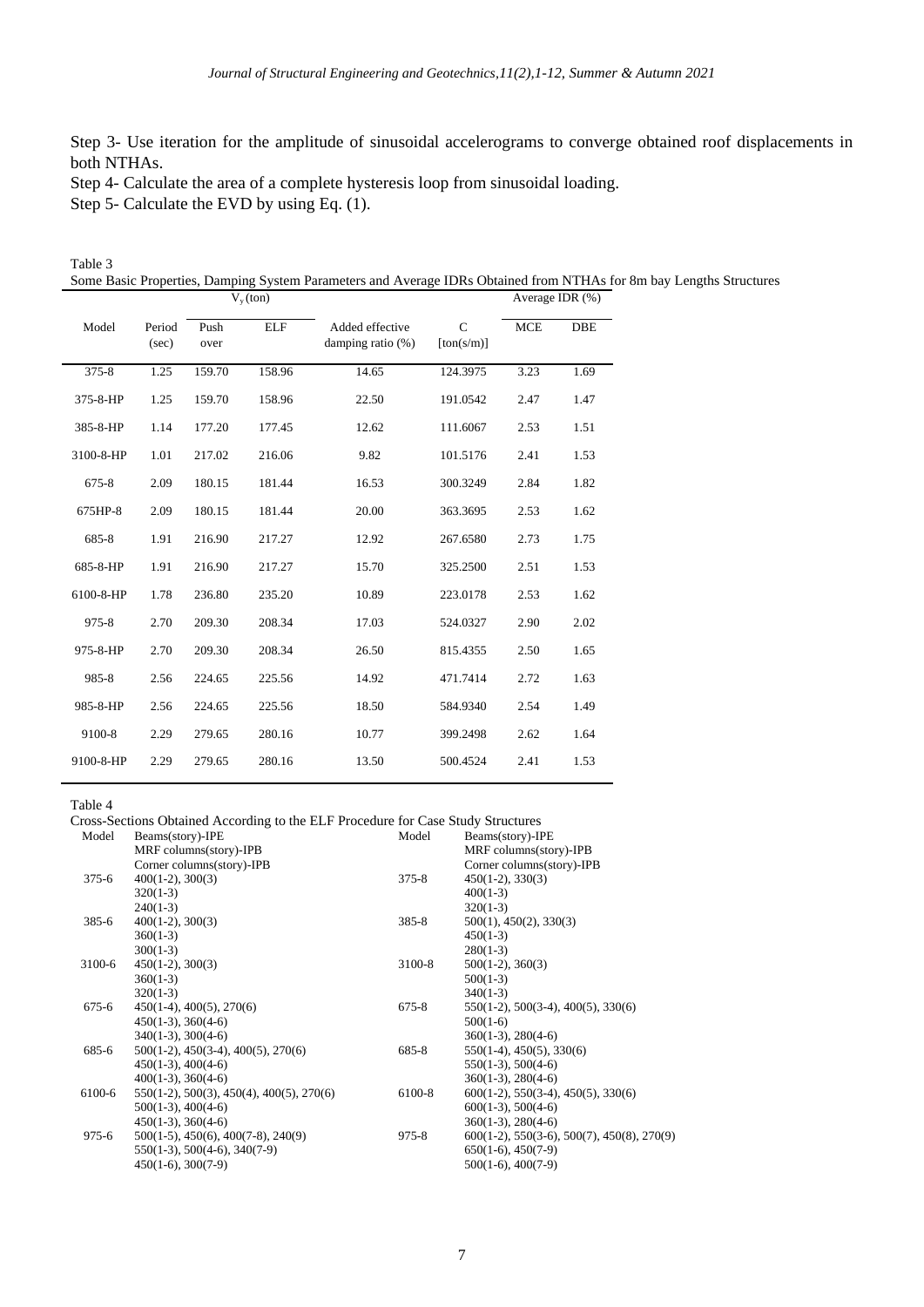Step 3- Use iteration for the amplitude of sinusoidal accelerograms to converge obtained roof displacements in both NTHAs.

Step 4- Calculate the area of a complete hysteresis loop from sinusoidal loading.

Step 5- Calculate the EVD by using Eq. (1).

Table 3
Some Basic Properties, Damping System Parameters and Average IDRs Obtained from NTHAs for 8m bay Lengths Structures

| Model | Period (sec) | $V_y$ (ton) | | Added effective damping ratio (%) | C [ton(s/m)] | Average IDR (%) | |
|---|---|---|---|---|---|---|---|
| | | Push over | ELF | | | MCE | DBE |
| 375-8 | 1.25 | 159.70 | 158.96 | 14.65 | 124.3975 | 3.23 | 1.69 |
| 375-8-HP | 1.25 | 159.70 | 158.96 | 22.50 | 191.0542 | 2.47 | 1.47 |
| 385-8-HP | 1.14 | 177.20 | 177.45 | 12.62 | 111.6067 | 2.53 | 1.51 |
| 3100-8-HP | 1.01 | 217.02 | 216.06 | 9.82 | 101.5176 | 2.41 | 1.53 |
| 675-8 | 2.09 | 180.15 | 181.44 | 16.53 | 300.3249 | 2.84 | 1.82 |
| 675HP-8 | 2.09 | 180.15 | 181.44 | 20.00 | 363.3695 | 2.53 | 1.62 |
| 685-8 | 1.91 | 216.90 | 217.27 | 12.92 | 267.6580 | 2.73 | 1.75 |
| 685-8-HP | 1.91 | 216.90 | 217.27 | 15.70 | 325.2500 | 2.51 | 1.53 |
| 6100-8-HP | 1.78 | 236.80 | 235.20 | 10.89 | 223.0178 | 2.53 | 1.62 |
| 975-8 | 2.70 | 209.30 | 208.34 | 17.03 | 524.0327 | 2.90 | 2.02 |
| 975-8-HP | 2.70 | 209.30 | 208.34 | 26.50 | 815.4355 | 2.50 | 1.65 |
| 985-8 | 2.56 | 224.65 | 225.56 | 14.92 | 471.7414 | 2.72 | 1.63 |
| 985-8-HP | 2.56 | 224.65 | 225.56 | 18.50 | 584.9340 | 2.54 | 1.49 |
| 9100-8 | 2.29 | 279.65 | 280.16 | 10.77 | 399.2498 | 2.62 | 1.64 |
| 9100-8-HP | 2.29 | 279.65 | 280.16 | 13.50 | 500.4524 | 2.41 | 1.53 |

Table 4
Cross-Sections Obtained According to the ELF Procedure for Case Study Structures

| Model | Beams(story)-IPE<br>MRF columns(story)-IPB<br>Corner columns(story)-IPB | Model | Beams(story)-IPE<br>MRF columns(story)-IPB<br>Corner columns(story)-IPB |
|---|---|---|---|
| 375-6 | 400(1-2), 300(3)<br>320(1-3)<br>240(1-3) | 375-8 | 450(1-2), 330(3)<br>400(1-3)<br>320(1-3) |
| 385-6 | 400(1-2), 300(3)<br>360(1-3)<br>300(1-3) | 385-8 | 500(1), 450(2), 330(3)<br>450(1-3)<br>280(1-3) |
| 3100-6 | 450(1-2), 300(3)<br>360(1-3)<br>320(1-3) | 3100-8 | 500(1-2), 360(3)<br>500(1-3)<br>340(1-3) |
| 675-6 | 450(1-4), 400(5), 270(6)<br>450(1-3), 360(4-6)<br>340(1-3), 300(4-6) | 675-8 | 550(1-2), 500(3-4), 400(5), 330(6)<br>500(1-6)<br>360(1-3), 280(4-6) |
| 685-6 | 500(1-2), 450(3-4), 400(5), 270(6)<br>450(1-3), 400(4-6)<br>400(1-3), 360(4-6) | 685-8 | 550(1-4), 450(5), 330(6)<br>550(1-3), 500(4-6)<br>360(1-3), 280(4-6) |
| 6100-6 | 550(1-2), 500(3), 450(4), 400(5), 270(6)<br>500(1-3), 400(4-6)<br>450(1-3), 360(4-6) | 6100-8 | 600(1-2), 550(3-4), 450(5), 330(6)<br>600(1-3), 500(4-6)<br>360(1-3), 280(4-6) |
| 975-6 | 500(1-5), 450(6), 400(7-8), 240(9)<br>550(1-3), 500(4-6), 340(7-9)<br>450(1-6), 300(7-9) | 975-8 | 600(1-2), 550(3-6), 500(7), 450(8), 270(9)<br>650(1-6), 450(7-9)<br>500(1-6), 400(7-9) |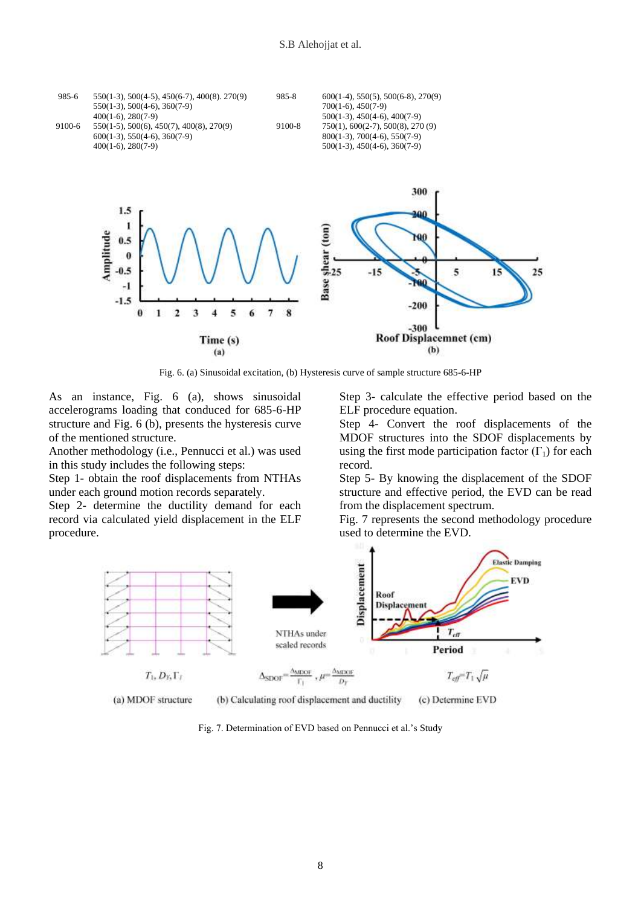| | | | |
|---|---|---|---|
| 985-6 | 550(1-3), 500(4-5), 450(6-7), 400(8). 270(9)<br>550(1-3), 500(4-6), 360(7-9)<br>400(1-6), 280(7-9) | 985-8 | 600(1-4), 550(5), 500(6-8), 270(9)<br>700(1-6), 450(7-9)<br>500(1-3), 450(4-6), 400(7-9) |
| 9100-6 | 550(1-5), 500(6), 450(7), 400(8), 270(9)<br>600(1-3), 550(4-6), 360(7-9)<br>400(1-6), 280(7-9) | 9100-8 | 750(1), 600(2-7), 500(8), 270 (9)<br>800(1-3), 700(4-6), 550(7-9)<br>500(1-3), 450(4-6), 360(7-9) |

Fig. 6. (a) Sinusoidal excitation, (b) Hysteresis curve of sample structure 685-6-HP

As an instance, Fig. 6 (a), shows sinusoidal accelerograms loading that conduced for 685-6-HP structure and Fig. 6 (b), presents the hysteresis curve of the mentioned structure.

Another methodology (i.e., Pennucci et al.) was used in this study includes the following steps:

Step 1- obtain the roof displacements from NTHAs under each ground motion records separately.

Step 2- determine the ductility demand for each record via calculated yield displacement in the ELF procedure.

Step 3- calculate the effective period based on the ELF procedure equation.

Step 4- Convert the roof displacements of the MDOF structures into the SDOF displacements by using the first mode participation factor ($\Gamma_1$) for each record.

Step 5- By knowing the displacement of the SDOF structure and effective period, the EVD can be read from the displacement spectrum.

Fig. 7 represents the second methodology procedure used to determine the EVD.

Fig. 7. Determination of EVD based on Pennucci et al.'s Study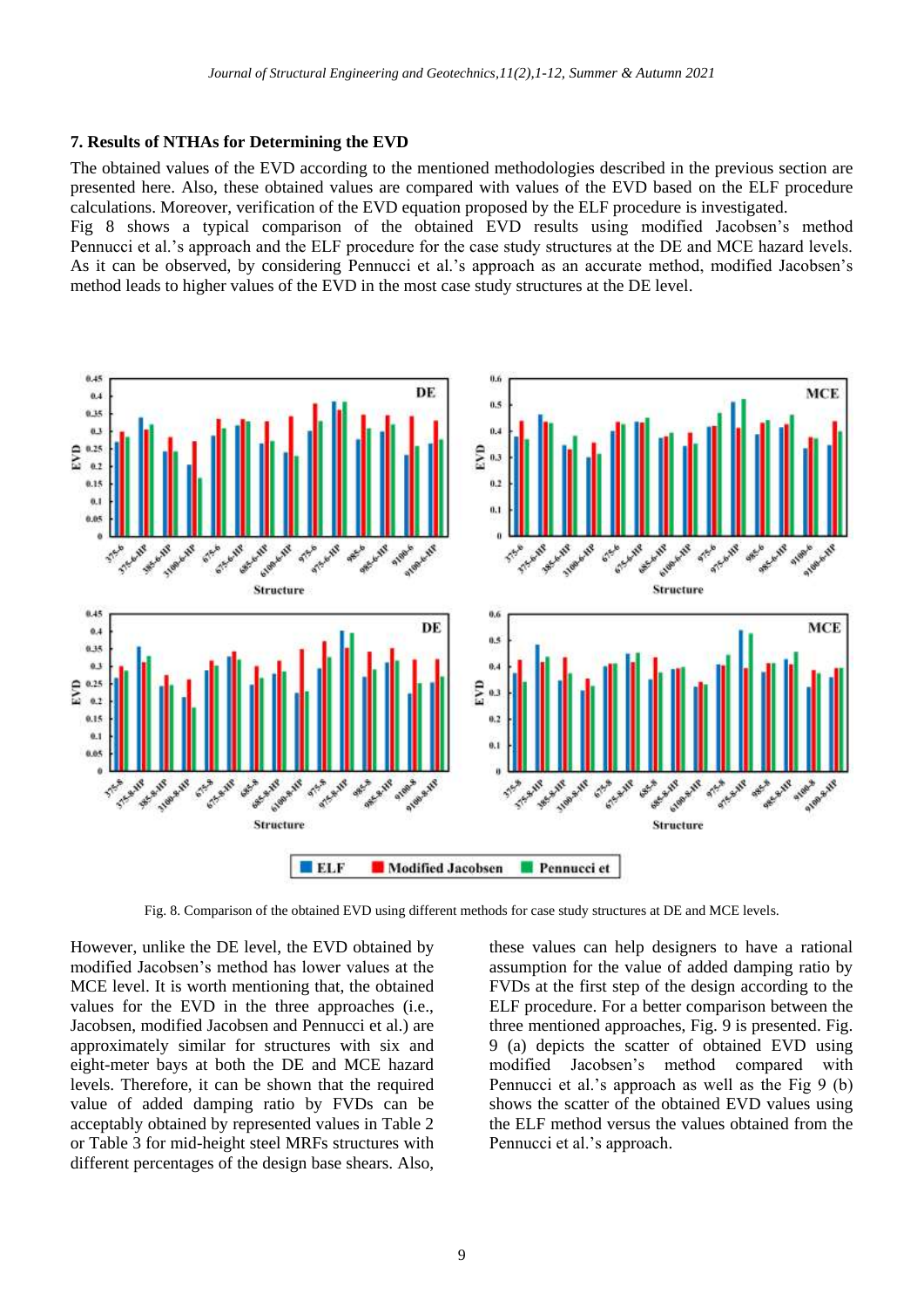## 7. Results of NTHAs for Determining the EVD

The obtained values of the EVD according to the mentioned methodologies described in the previous section are presented here. Also, these obtained values are compared with values of the EVD based on the ELF procedure calculations. Moreover, verification of the EVD equation proposed by the ELF procedure is investigated.

Fig 8 shows a typical comparison of the obtained EVD results using modified Jacobsen's method Pennucci et al.'s approach and the ELF procedure for the case study structures at the DE and MCE hazard levels. As it can be observed, by considering Pennucci et al.'s approach as an accurate method, modified Jacobsen's method leads to higher values of the EVD in the most case study structures at the DE level.

Fig. 8. Comparison of the obtained EVD using different methods for case study structures at DE and MCE levels.

However, unlike the DE level, the EVD obtained by modified Jacobsen's method has lower values at the MCE level. It is worth mentioning that, the obtained values for the EVD in the three approaches (i.e., Jacobsen, modified Jacobsen and Pennucci et al.) are approximately similar for structures with six and eight-meter bays at both the DE and MCE hazard levels. Therefore, it can be shown that the required value of added damping ratio by FVDs can be acceptably obtained by represented values in Table 2 or Table 3 for mid-height steel MRFs structures with different percentages of the design base shears. Also, these values can help designers to have a rational assumption for the value of added damping ratio by FVDs at the first step of the design according to the ELF procedure. For a better comparison between the three mentioned approaches, Fig. 9 is presented. Fig. 9 (a) depicts the scatter of obtained EVD using modified Jacobsen's method compared with Pennucci et al.'s approach as well as the Fig 9 (b) shows the scatter of the obtained EVD values using the ELF method versus the values obtained from the Pennucci et al.'s approach.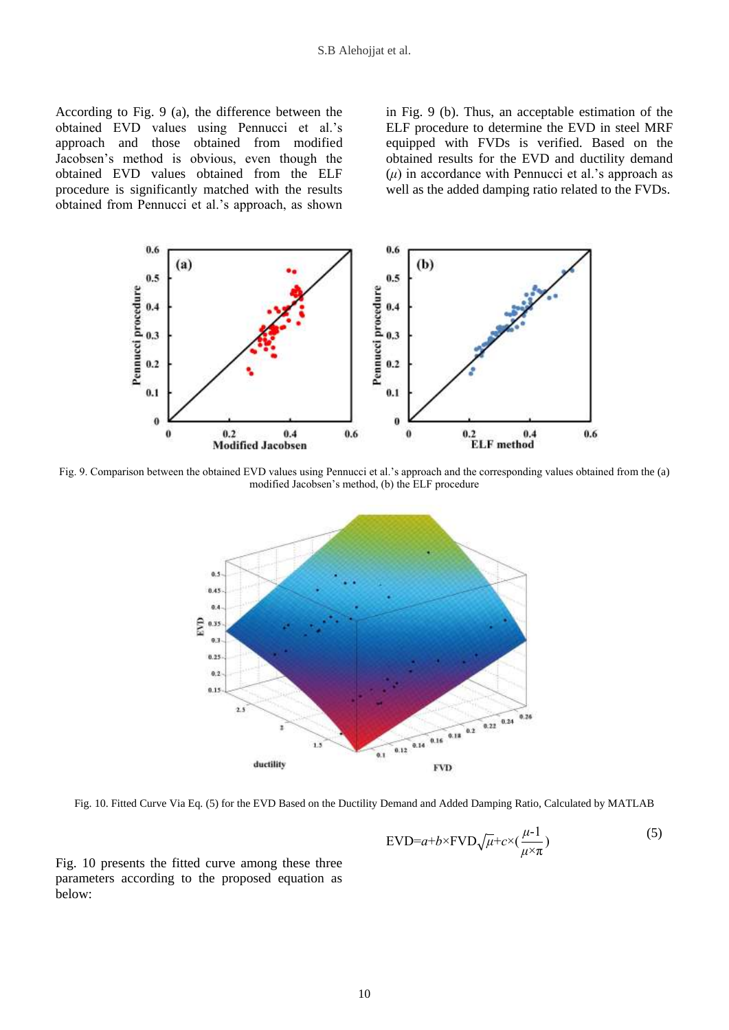According to Fig. 9 (a), the difference between the obtained EVD values using Pennucci et al.'s approach and those obtained from modified Jacobsen's method is obvious, even though the obtained EVD values obtained from the ELF procedure is significantly matched with the results obtained from Pennucci et al.'s approach, as shown in Fig. 9 (b). Thus, an acceptable estimation of the ELF procedure to determine the EVD in steel MRF equipped with FVDs is verified. Based on the obtained results for the EVD and ductility demand ($\mu$) in accordance with Pennucci et al.'s approach as well as the added damping ratio related to the FVDs.

Fig. 9. Comparison between the obtained EVD values using Pennucci et al.'s approach and the corresponding values obtained from the (a) modified Jacobsen's method, (b) the ELF procedure

Fig. 10. Fitted Curve Via Eq. (5) for the EVD Based on the Ductility Demand and Added Damping Ratio, Calculated by MATLAB

Fig. 10 presents the fitted curve among these three parameters according to the proposed equation as below:

$$\text{EVD}=a+b\times\text{FVD}\sqrt{\mu}+c\times\left(\frac{\mu-1}{\mu\times\pi}\right) \tag{5}$$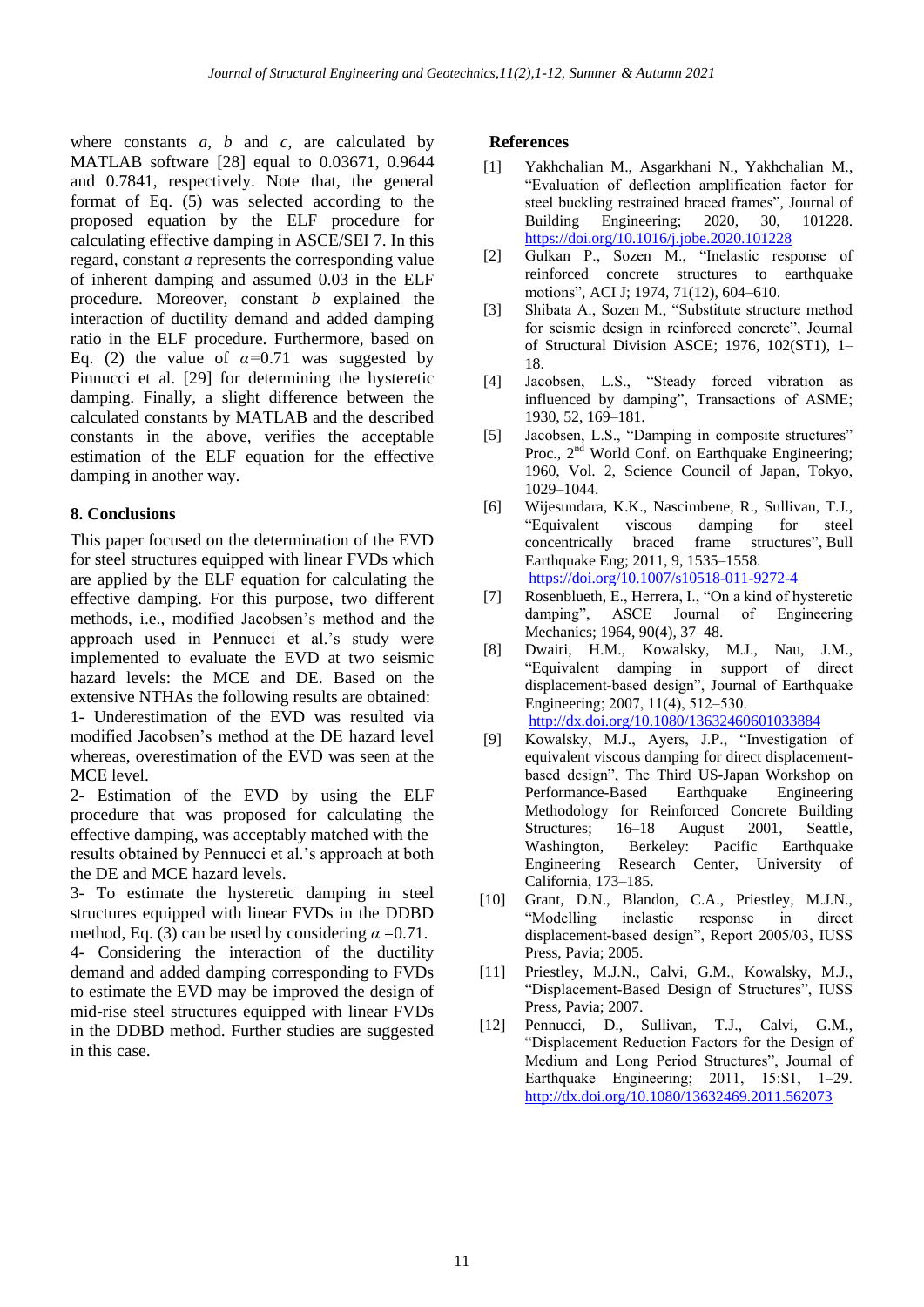where constants $a$, $b$ and $c$, are calculated by MATLAB software [28] equal to 0.03671, 0.9644 and 0.7841, respectively. Note that, the general format of Eq. (5) was selected according to the proposed equation by the ELF procedure for calculating effective damping in ASCE/SEI 7. In this regard, constant $a$ represents the corresponding value of inherent damping and assumed 0.03 in the ELF procedure. Moreover, constant $b$ explained the interaction of ductility demand and added damping ratio in the ELF procedure. Furthermore, based on Eq. (2) the value of $\alpha$=0.71 was suggested by Pinnucci et al. [29] for determining the hysteretic damping. Finally, a slight difference between the calculated constants by MATLAB and the described constants in the above, verifies the acceptable estimation of the ELF equation for the effective damping in another way.

## 8. Conclusions

This paper focused on the determination of the EVD for steel structures equipped with linear FVDs which are applied by the ELF equation for calculating the effective damping. For this purpose, two different methods, i.e., modified Jacobsen's method and the approach used in Pennucci et al.'s study were implemented to evaluate the EVD at two seismic hazard levels: the MCE and DE. Based on the extensive NTHAs the following results are obtained:

1- Underestimation of the EVD was resulted via modified Jacobsen's method at the DE hazard level whereas, overestimation of the EVD was seen at the MCE level.

2- Estimation of the EVD by using the ELF procedure that was proposed for calculating the effective damping, was acceptably matched with the results obtained by Pennucci et al.'s approach at both the DE and MCE hazard levels.

3- To estimate the hysteretic damping in steel structures equipped with linear FVDs in the DDBD method, Eq. (3) can be used by considering $\alpha$ =0.71.

4- Considering the interaction of the ductility demand and added damping corresponding to FVDs to estimate the EVD may be improved the design of mid-rise steel structures equipped with linear FVDs in the DDBD method. Further studies are suggested in this case.

## References

[1] Yakhchalian M., Asgarkhani N., Yakhchalian M., "Evaluation of deflection amplification factor for steel buckling restrained braced frames", Journal of Building Engineering; 2020, 30, 101228. https://doi.org/10.1016/j.jobe.2020.101228

[2] Gulkan P., Sozen M., "Inelastic response of reinforced concrete structures to earthquake motions", ACI J; 1974, 71(12), 604–610.

[3] Shibata A., Sozen M., "Substitute structure method for seismic design in reinforced concrete", Journal of Structural Division ASCE; 1976, 102(ST1), 1–18.

[4] Jacobsen, L.S., "Steady forced vibration as influenced by damping", Transactions of ASME; 1930, 52, 169–181.

[5] Jacobsen, L.S., "Damping in composite structures" Proc., 2nd World Conf. on Earthquake Engineering; 1960, Vol. 2, Science Council of Japan, Tokyo, 1029–1044.

[6] Wijesundara, K.K., Nascimbene, R., Sullivan, T.J., "Equivalent viscous damping for steel concentrically braced frame structures", Bull Earthquake Eng; 2011, 9, 1535–1558. https://doi.org/10.1007/s10518-011-9272-4

[7] Rosenblueth, E., Herrera, I., "On a kind of hysteretic damping", ASCE Journal of Engineering Mechanics; 1964, 90(4), 37–48.

[8] Dwairi, H.M., Kowalsky, M.J., Nau, J.M., "Equivalent damping in support of direct displacement-based design", Journal of Earthquake Engineering; 2007, 11(4), 512–530. http://dx.doi.org/10.1080/13632460601033884

[9] Kowalsky, M.J., Ayers, J.P., "Investigation of equivalent viscous damping for direct displacement-based design", The Third US-Japan Workshop on Performance-Based Earthquake Engineering Methodology for Reinforced Concrete Building Structures; 16–18 August 2001, Seattle, Washington, Berkeley: Pacific Earthquake Engineering Research Center, University of California, 173–185.

[10] Grant, D.N., Blandon, C.A., Priestley, M.J.N., "Modelling inelastic response in direct displacement-based design", Report 2005/03, IUSS Press, Pavia; 2005.

[11] Priestley, M.J.N., Calvi, G.M., Kowalsky, M.J., "Displacement-Based Design of Structures", IUSS Press, Pavia; 2007.

[12] Pennucci, D., Sullivan, T.J., Calvi, G.M., "Displacement Reduction Factors for the Design of Medium and Long Period Structures", Journal of Earthquake Engineering; 2011, 15:S1, 1–29. http://dx.doi.org/10.1080/13632469.2011.562073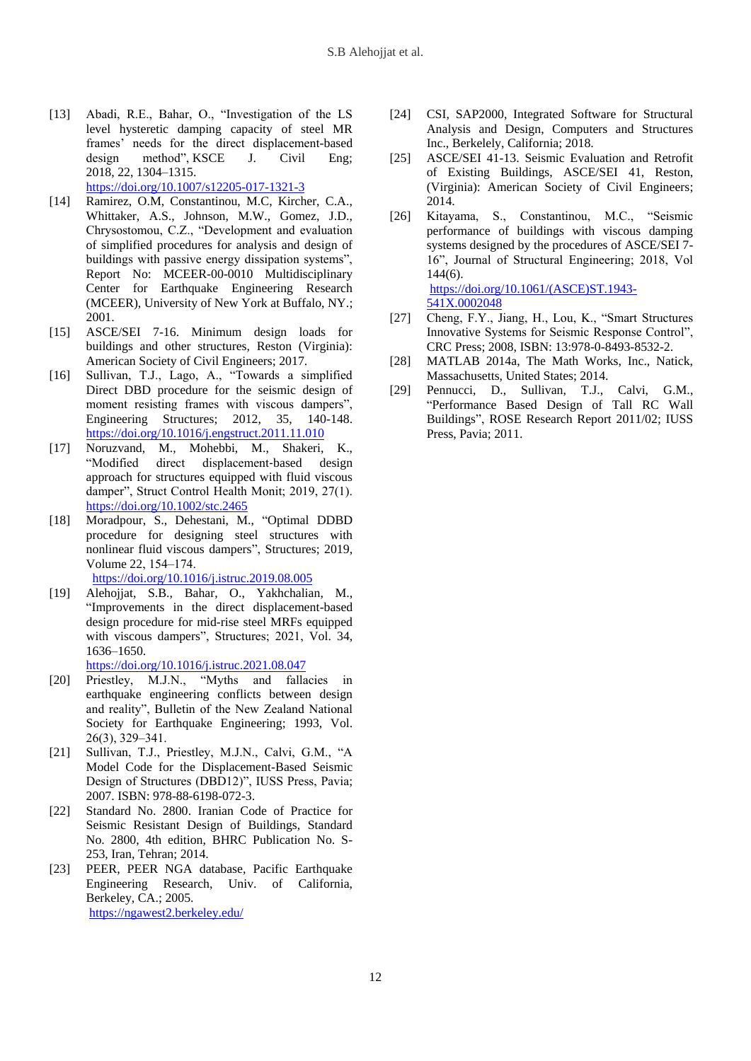[13] Abadi, R.E., Bahar, O., "Investigation of the LS level hysteretic damping capacity of steel MR frames' needs for the direct displacement-based design method", KSCE J. Civil Eng; 2018, 22, 1304–1315. https://doi.org/10.1007/s12205-017-1321-3

[14] Ramirez, O.M, Constantinou, M.C, Kircher, C.A., Whittaker, A.S., Johnson, M.W., Gomez, J.D., Chrysostomou, C.Z., "Development and evaluation of simplified procedures for analysis and design of buildings with passive energy dissipation systems", Report No: MCEER-00-0010 Multidisciplinary Center for Earthquake Engineering Research (MCEER), University of New York at Buffalo, NY.; 2001.

[15] ASCE/SEI 7-16. Minimum design loads for buildings and other structures, Reston (Virginia): American Society of Civil Engineers; 2017.

[16] Sullivan, T.J., Lago, A., "Towards a simplified Direct DBD procedure for the seismic design of moment resisting frames with viscous dampers", Engineering Structures; 2012, 35, 140-148. https://doi.org/10.1016/j.engstruct.2011.11.010

[17] Noruzvand, M., Mohebbi, M., Shakeri, K., "Modified direct displacement-based design approach for structures equipped with fluid viscous damper", Struct Control Health Monit; 2019, 27(1). https://doi.org/10.1002/stc.2465

[18] Moradpour, S., Dehestani, M., "Optimal DDBD procedure for designing steel structures with nonlinear fluid viscous dampers", Structures; 2019, Volume 22, 154–174. https://doi.org/10.1016/j.istruc.2019.08.005

[19] Alehojjat, S.B., Bahar, O., Yakhchalian, M., "Improvements in the direct displacement-based design procedure for mid-rise steel MRFs equipped with viscous dampers", Structures; 2021, Vol. 34, 1636–1650. https://doi.org/10.1016/j.istruc.2021.08.047

[20] Priestley, M.J.N., "Myths and fallacies in earthquake engineering conflicts between design and reality", Bulletin of the New Zealand National Society for Earthquake Engineering; 1993, Vol. 26(3), 329–341.

[21] Sullivan, T.J., Priestley, M.J.N., Calvi, G.M., "A Model Code for the Displacement-Based Seismic Design of Structures (DBD12)", IUSS Press, Pavia; 2007. ISBN: 978-88-6198-072-3.

[22] Standard No. 2800. Iranian Code of Practice for Seismic Resistant Design of Buildings, Standard No. 2800, 4th edition, BHRC Publication No. S-253, Iran, Tehran; 2014.

[23] PEER, PEER NGA database, Pacific Earthquake Engineering Research, Univ. of California, Berkeley, CA.; 2005. https://ngawest2.berkeley.edu/

[24] CSI, SAP2000, Integrated Software for Structural Analysis and Design, Computers and Structures Inc., Berkelely, California; 2018.

[25] ASCE/SEI 41-13. Seismic Evaluation and Retrofit of Existing Buildings, ASCE/SEI 41, Reston, (Virginia): American Society of Civil Engineers; 2014.

[26] Kitayama, S., Constantinou, M.C., "Seismic performance of buildings with viscous damping systems designed by the procedures of ASCE/SEI 7-16", Journal of Structural Engineering; 2018, Vol 144(6). https://doi.org/10.1061/(ASCE)ST.1943-541X.0002048

[27] Cheng, F.Y., Jiang, H., Lou, K., "Smart Structures Innovative Systems for Seismic Response Control", CRC Press; 2008, ISBN: 13:978-0-8493-8532-2.

[28] MATLAB 2014a, The Math Works, Inc., Natick, Massachusetts, United States; 2014.

[29] Pennucci, D., Sullivan, T.J., Calvi, G.M., "Performance Based Design of Tall RC Wall Buildings", ROSE Research Report 2011/02; IUSS Press, Pavia; 2011.